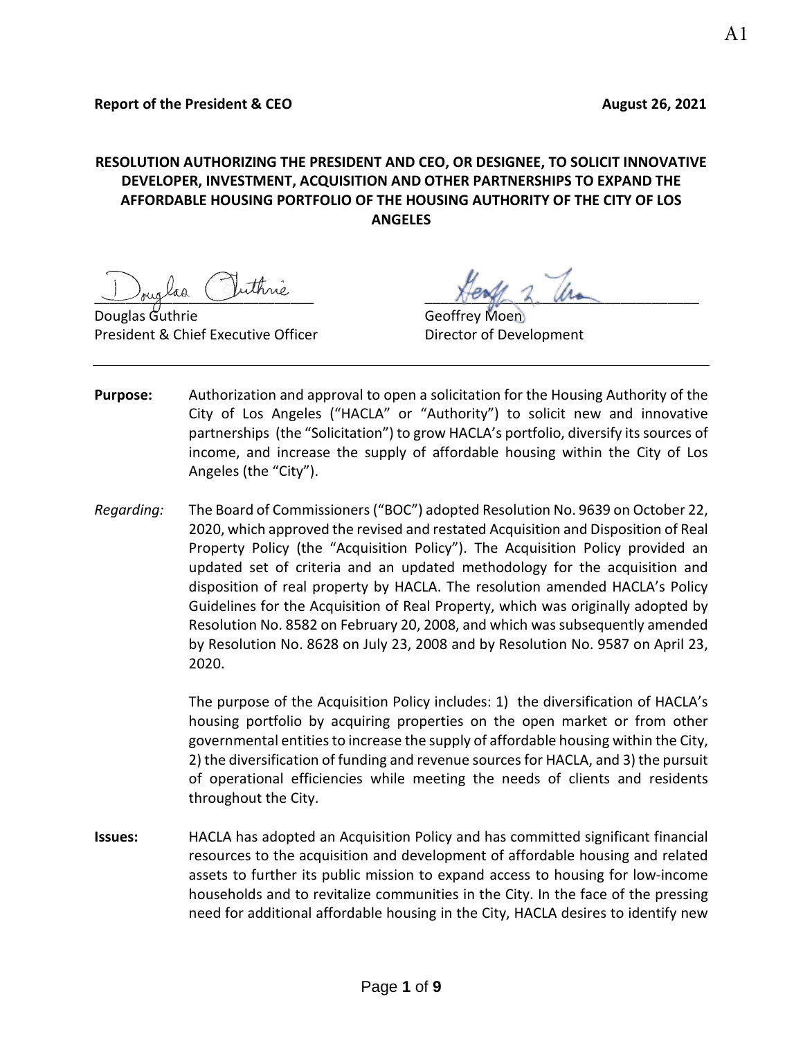**Report of the President & CEO** **August 26, 2021**

## RESOLUTION AUTHORIZING THE PRESIDENT AND CEO, OR DESIGNEE, TO SOLICIT INNOVATIVE DEVELOPER, INVESTMENT, ACQUISITION AND OTHER PARTNERSHIPS TO EXPAND THE AFFORDABLE HOUSING PORTFOLIO OF THE HOUSING AUTHORITY OF THE CITY OF LOS ANGELES

Douglas Guthrie
President & Chief Executive Officer

Geoffrey Moen
Director of Development

---

**Purpose:** Authorization and approval to open a solicitation for the Housing Authority of the City of Los Angeles ("HACLA" or "Authority") to solicit new and innovative partnerships (the "Solicitation") to grow HACLA's portfolio, diversify its sources of income, and increase the supply of affordable housing within the City of Los Angeles (the "City").

*Regarding:* The Board of Commissioners ("BOC") adopted Resolution No. 9639 on October 22, 2020, which approved the revised and restated Acquisition and Disposition of Real Property Policy (the "Acquisition Policy"). The Acquisition Policy provided an updated set of criteria and an updated methodology for the acquisition and disposition of real property by HACLA. The resolution amended HACLA's Policy Guidelines for the Acquisition of Real Property, which was originally adopted by Resolution No. 8582 on February 20, 2008, and which was subsequently amended by Resolution No. 8628 on July 23, 2008 and by Resolution No. 9587 on April 23, 2020.

The purpose of the Acquisition Policy includes: 1) the diversification of HACLA's housing portfolio by acquiring properties on the open market or from other governmental entities to increase the supply of affordable housing within the City, 2) the diversification of funding and revenue sources for HACLA, and 3) the pursuit of operational efficiencies while meeting the needs of clients and residents throughout the City.

**Issues:** HACLA has adopted an Acquisition Policy and has committed significant financial resources to the acquisition and development of affordable housing and related assets to further its public mission to expand access to housing for low-income households and to revitalize communities in the City. In the face of the pressing need for additional affordable housing in the City, HACLA desires to identify new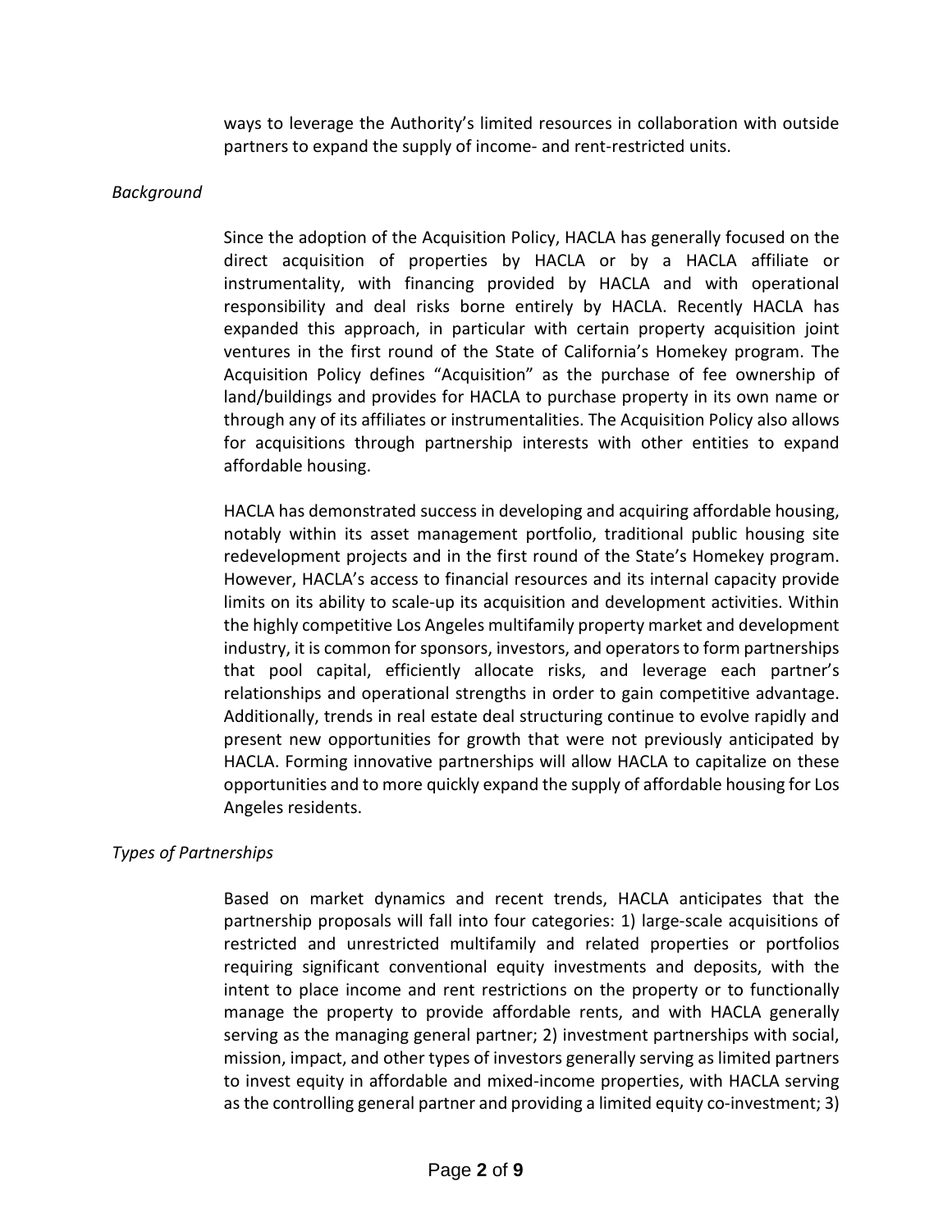ways to leverage the Authority's limited resources in collaboration with outside partners to expand the supply of income- and rent-restricted units.

*Background*

Since the adoption of the Acquisition Policy, HACLA has generally focused on the direct acquisition of properties by HACLA or by a HACLA affiliate or instrumentality, with financing provided by HACLA and with operational responsibility and deal risks borne entirely by HACLA. Recently HACLA has expanded this approach, in particular with certain property acquisition joint ventures in the first round of the State of California's Homekey program. The Acquisition Policy defines "Acquisition" as the purchase of fee ownership of land/buildings and provides for HACLA to purchase property in its own name or through any of its affiliates or instrumentalities. The Acquisition Policy also allows for acquisitions through partnership interests with other entities to expand affordable housing.

HACLA has demonstrated success in developing and acquiring affordable housing, notably within its asset management portfolio, traditional public housing site redevelopment projects and in the first round of the State's Homekey program. However, HACLA's access to financial resources and its internal capacity provide limits on its ability to scale-up its acquisition and development activities. Within the highly competitive Los Angeles multifamily property market and development industry, it is common for sponsors, investors, and operators to form partnerships that pool capital, efficiently allocate risks, and leverage each partner's relationships and operational strengths in order to gain competitive advantage. Additionally, trends in real estate deal structuring continue to evolve rapidly and present new opportunities for growth that were not previously anticipated by HACLA. Forming innovative partnerships will allow HACLA to capitalize on these opportunities and to more quickly expand the supply of affordable housing for Los Angeles residents.

*Types of Partnerships*

Based on market dynamics and recent trends, HACLA anticipates that the partnership proposals will fall into four categories: 1) large-scale acquisitions of restricted and unrestricted multifamily and related properties or portfolios requiring significant conventional equity investments and deposits, with the intent to place income and rent restrictions on the property or to functionally manage the property to provide affordable rents, and with HACLA generally serving as the managing general partner; 2) investment partnerships with social, mission, impact, and other types of investors generally serving as limited partners to invest equity in affordable and mixed-income properties, with HACLA serving as the controlling general partner and providing a limited equity co-investment; 3)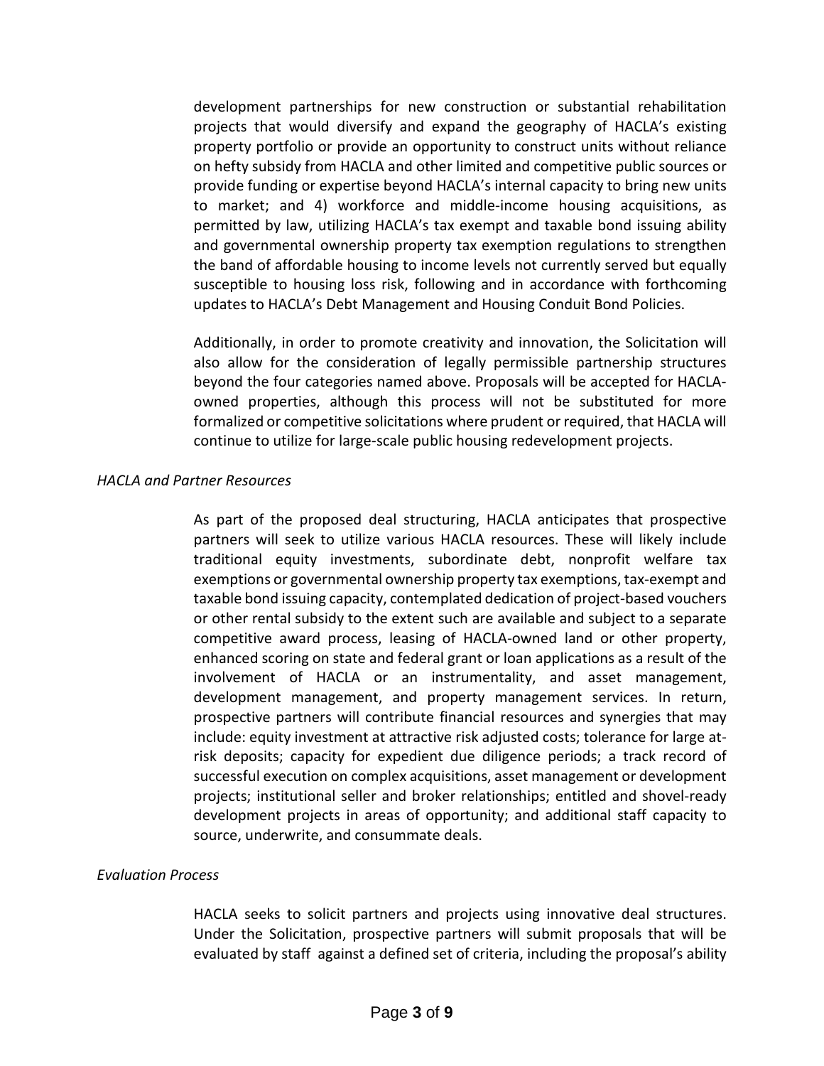development partnerships for new construction or substantial rehabilitation projects that would diversify and expand the geography of HACLA's existing property portfolio or provide an opportunity to construct units without reliance on hefty subsidy from HACLA and other limited and competitive public sources or provide funding or expertise beyond HACLA's internal capacity to bring new units to market; and 4) workforce and middle-income housing acquisitions, as permitted by law, utilizing HACLA's tax exempt and taxable bond issuing ability and governmental ownership property tax exemption regulations to strengthen the band of affordable housing to income levels not currently served but equally susceptible to housing loss risk, following and in accordance with forthcoming updates to HACLA's Debt Management and Housing Conduit Bond Policies.

Additionally, in order to promote creativity and innovation, the Solicitation will also allow for the consideration of legally permissible partnership structures beyond the four categories named above. Proposals will be accepted for HACLA-owned properties, although this process will not be substituted for more formalized or competitive solicitations where prudent or required, that HACLA will continue to utilize for large-scale public housing redevelopment projects.

*HACLA and Partner Resources*

As part of the proposed deal structuring, HACLA anticipates that prospective partners will seek to utilize various HACLA resources. These will likely include traditional equity investments, subordinate debt, nonprofit welfare tax exemptions or governmental ownership property tax exemptions, tax-exempt and taxable bond issuing capacity, contemplated dedication of project-based vouchers or other rental subsidy to the extent such are available and subject to a separate competitive award process, leasing of HACLA-owned land or other property, enhanced scoring on state and federal grant or loan applications as a result of the involvement of HACLA or an instrumentality, and asset management, development management, and property management services. In return, prospective partners will contribute financial resources and synergies that may include: equity investment at attractive risk adjusted costs; tolerance for large at-risk deposits; capacity for expedient due diligence periods; a track record of successful execution on complex acquisitions, asset management or development projects; institutional seller and broker relationships; entitled and shovel-ready development projects in areas of opportunity; and additional staff capacity to source, underwrite, and consummate deals.

*Evaluation Process*

HACLA seeks to solicit partners and projects using innovative deal structures. Under the Solicitation, prospective partners will submit proposals that will be evaluated by staff against a defined set of criteria, including the proposal's ability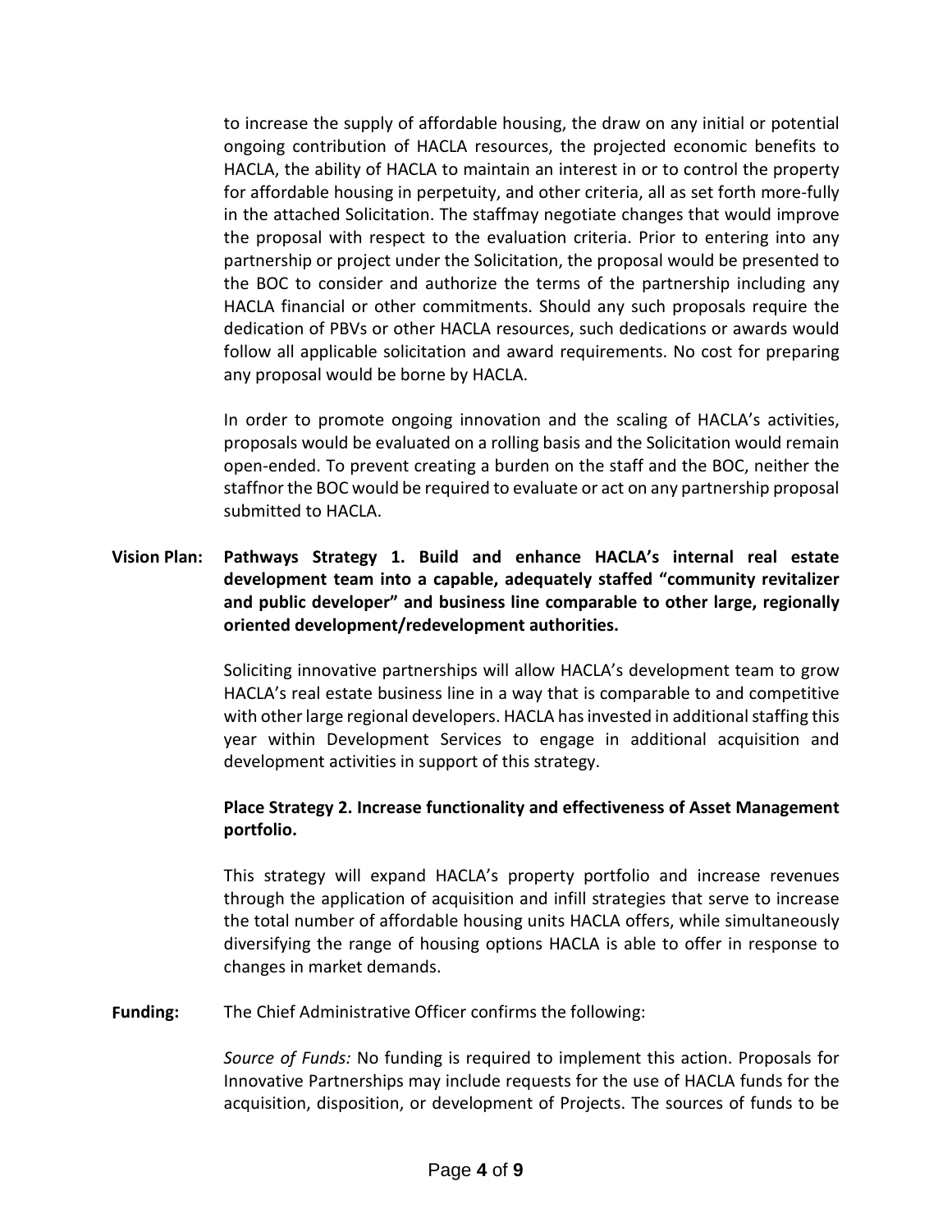to increase the supply of affordable housing, the draw on any initial or potential ongoing contribution of HACLA resources, the projected economic benefits to HACLA, the ability of HACLA to maintain an interest in or to control the property for affordable housing in perpetuity, and other criteria, all as set forth more-fully in the attached Solicitation. The staffmay negotiate changes that would improve the proposal with respect to the evaluation criteria. Prior to entering into any partnership or project under the Solicitation, the proposal would be presented to the BOC to consider and authorize the terms of the partnership including any HACLA financial or other commitments. Should any such proposals require the dedication of PBVs or other HACLA resources, such dedications or awards would follow all applicable solicitation and award requirements. No cost for preparing any proposal would be borne by HACLA.

In order to promote ongoing innovation and the scaling of HACLA's activities, proposals would be evaluated on a rolling basis and the Solicitation would remain open-ended. To prevent creating a burden on the staff and the BOC, neither the staffnor the BOC would be required to evaluate or act on any partnership proposal submitted to HACLA.

**Vision Plan:** **Pathways Strategy 1. Build and enhance HACLA's internal real estate development team into a capable, adequately staffed "community revitalizer and public developer" and business line comparable to other large, regionally oriented development/redevelopment authorities.**

Soliciting innovative partnerships will allow HACLA's development team to grow HACLA's real estate business line in a way that is comparable to and competitive with other large regional developers. HACLA has invested in additional staffing this year within Development Services to engage in additional acquisition and development activities in support of this strategy.

**Place Strategy 2. Increase functionality and effectiveness of Asset Management portfolio.**

This strategy will expand HACLA's property portfolio and increase revenues through the application of acquisition and infill strategies that serve to increase the total number of affordable housing units HACLA offers, while simultaneously diversifying the range of housing options HACLA is able to offer in response to changes in market demands.

**Funding:** The Chief Administrative Officer confirms the following:

*Source of Funds:* No funding is required to implement this action. Proposals for Innovative Partnerships may include requests for the use of HACLA funds for the acquisition, disposition, or development of Projects. The sources of funds to be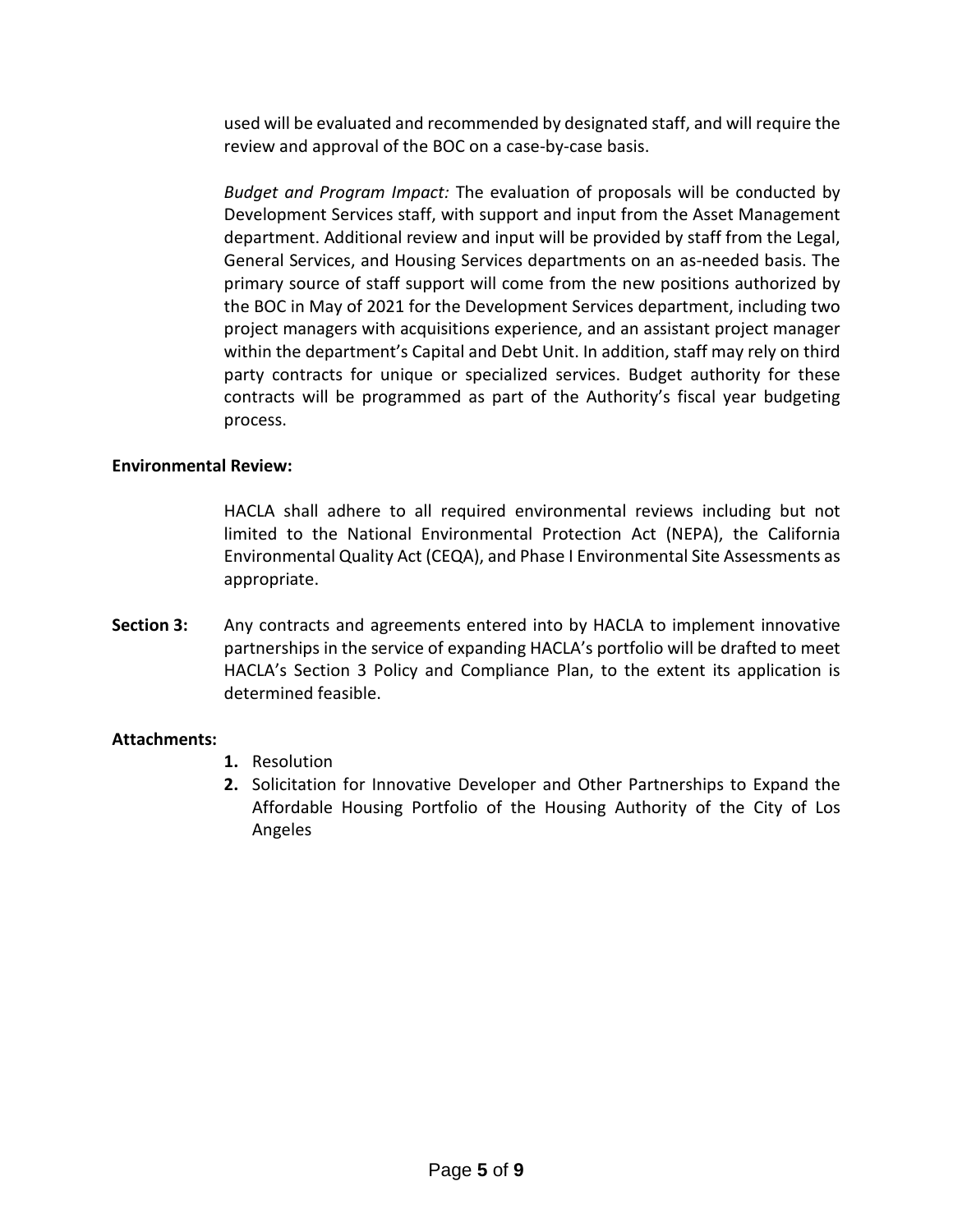used will be evaluated and recommended by designated staff, and will require the review and approval of the BOC on a case-by-case basis.

*Budget and Program Impact:* The evaluation of proposals will be conducted by Development Services staff, with support and input from the Asset Management department. Additional review and input will be provided by staff from the Legal, General Services, and Housing Services departments on an as-needed basis. The primary source of staff support will come from the new positions authorized by the BOC in May of 2021 for the Development Services department, including two project managers with acquisitions experience, and an assistant project manager within the department's Capital and Debt Unit. In addition, staff may rely on third party contracts for unique or specialized services. Budget authority for these contracts will be programmed as part of the Authority's fiscal year budgeting process.

**Environmental Review:**

HACLA shall adhere to all required environmental reviews including but not limited to the National Environmental Protection Act (NEPA), the California Environmental Quality Act (CEQA), and Phase I Environmental Site Assessments as appropriate.

**Section 3:** Any contracts and agreements entered into by HACLA to implement innovative partnerships in the service of expanding HACLA's portfolio will be drafted to meet HACLA's Section 3 Policy and Compliance Plan, to the extent its application is determined feasible.

**Attachments:**

1. Resolution
2. Solicitation for Innovative Developer and Other Partnerships to Expand the Affordable Housing Portfolio of the Housing Authority of the City of Los Angeles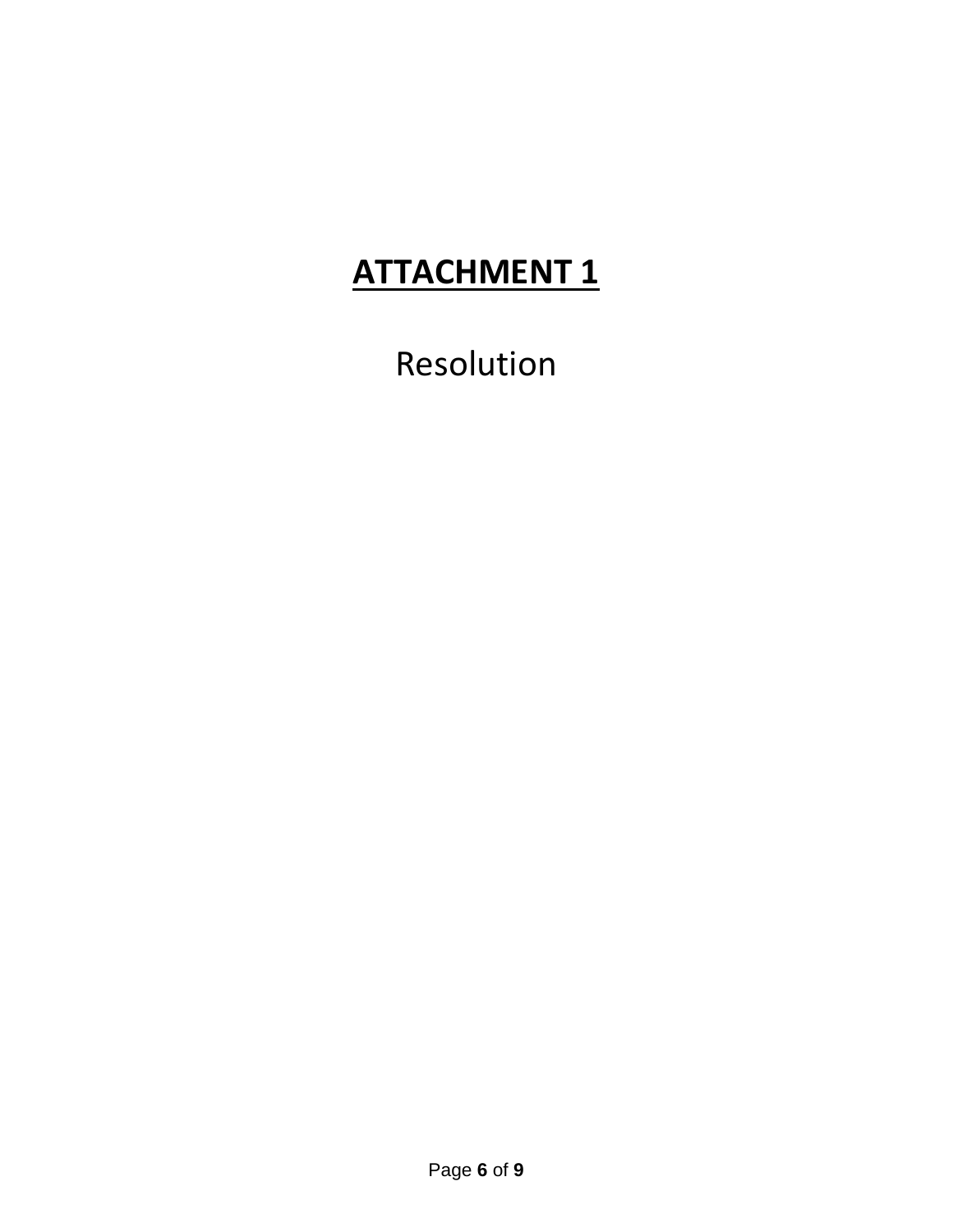# **ATTACHMENT 1**

Resolution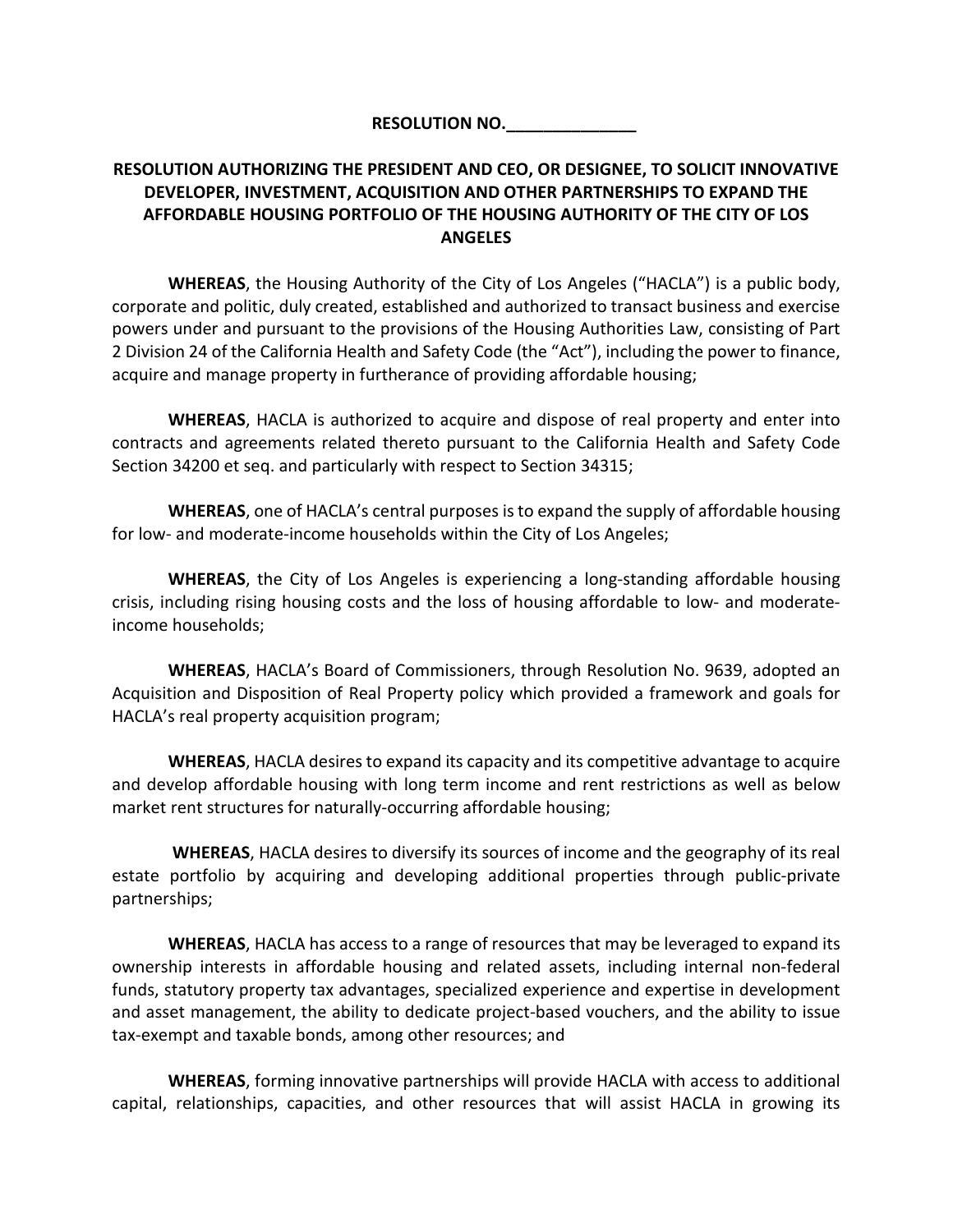**RESOLUTION NO.______________**

# RESOLUTION AUTHORIZING THE PRESIDENT AND CEO, OR DESIGNEE, TO SOLICIT INNOVATIVE DEVELOPER, INVESTMENT, ACQUISITION AND OTHER PARTNERSHIPS TO EXPAND THE AFFORDABLE HOUSING PORTFOLIO OF THE HOUSING AUTHORITY OF THE CITY OF LOS ANGELES

**WHEREAS**, the Housing Authority of the City of Los Angeles ("HACLA") is a public body, corporate and politic, duly created, established and authorized to transact business and exercise powers under and pursuant to the provisions of the Housing Authorities Law, consisting of Part 2 Division 24 of the California Health and Safety Code (the "Act"), including the power to finance, acquire and manage property in furtherance of providing affordable housing;

**WHEREAS**, HACLA is authorized to acquire and dispose of real property and enter into contracts and agreements related thereto pursuant to the California Health and Safety Code Section 34200 et seq. and particularly with respect to Section 34315;

**WHEREAS**, one of HACLA's central purposes is to expand the supply of affordable housing for low- and moderate-income households within the City of Los Angeles;

**WHEREAS**, the City of Los Angeles is experiencing a long-standing affordable housing crisis, including rising housing costs and the loss of housing affordable to low- and moderate-income households;

**WHEREAS**, HACLA's Board of Commissioners, through Resolution No. 9639, adopted an Acquisition and Disposition of Real Property policy which provided a framework and goals for HACLA's real property acquisition program;

**WHEREAS**, HACLA desires to expand its capacity and its competitive advantage to acquire and develop affordable housing with long term income and rent restrictions as well as below market rent structures for naturally-occurring affordable housing;

**WHEREAS**, HACLA desires to diversify its sources of income and the geography of its real estate portfolio by acquiring and developing additional properties through public-private partnerships;

**WHEREAS**, HACLA has access to a range of resources that may be leveraged to expand its ownership interests in affordable housing and related assets, including internal non-federal funds, statutory property tax advantages, specialized experience and expertise in development and asset management, the ability to dedicate project-based vouchers, and the ability to issue tax-exempt and taxable bonds, among other resources; and

**WHEREAS**, forming innovative partnerships will provide HACLA with access to additional capital, relationships, capacities, and other resources that will assist HACLA in growing its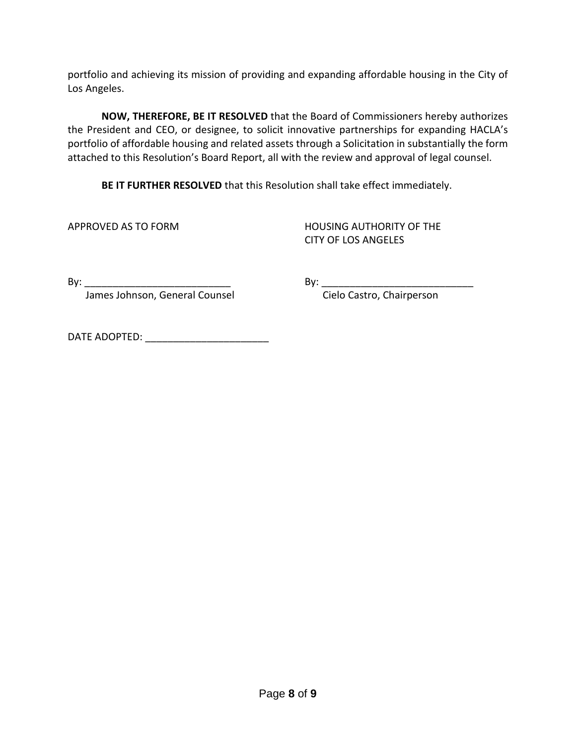portfolio and achieving its mission of providing and expanding affordable housing in the City of Los Angeles.

**NOW, THEREFORE, BE IT RESOLVED** that the Board of Commissioners hereby authorizes the President and CEO, or designee, to solicit innovative partnerships for expanding HACLA's portfolio of affordable housing and related assets through a Solicitation in substantially the form attached to this Resolution's Board Report, all with the review and approval of legal counsel.

**BE IT FURTHER RESOLVED** that this Resolution shall take effect immediately.

APPROVED AS TO FORM

By: ___________________________
James Johnson, General Counsel

HOUSING AUTHORITY OF THE CITY OF LOS ANGELES

By: ____________________________
Cielo Castro, Chairperson

DATE ADOPTED: ______________________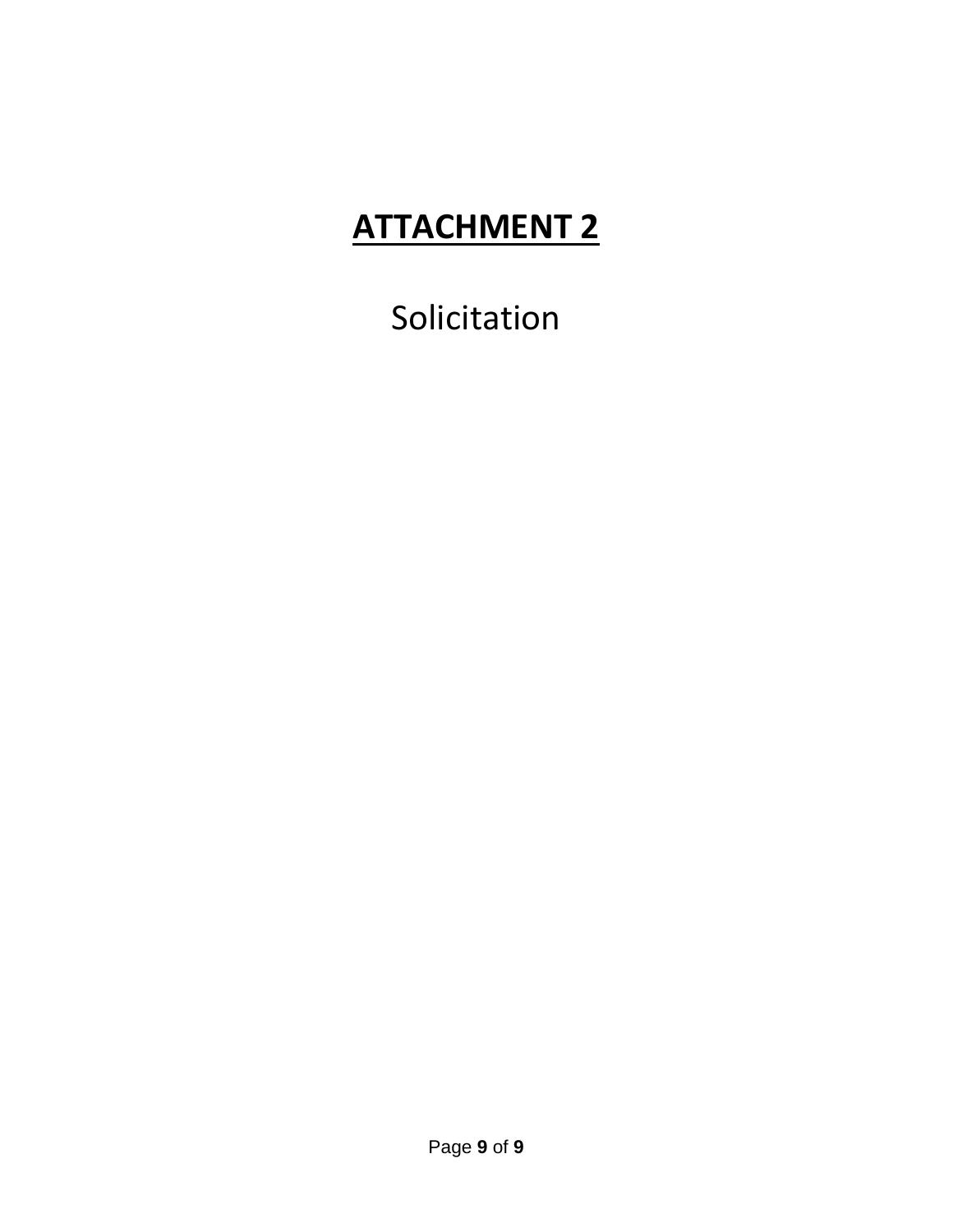# **ATTACHMENT 2**

Solicitation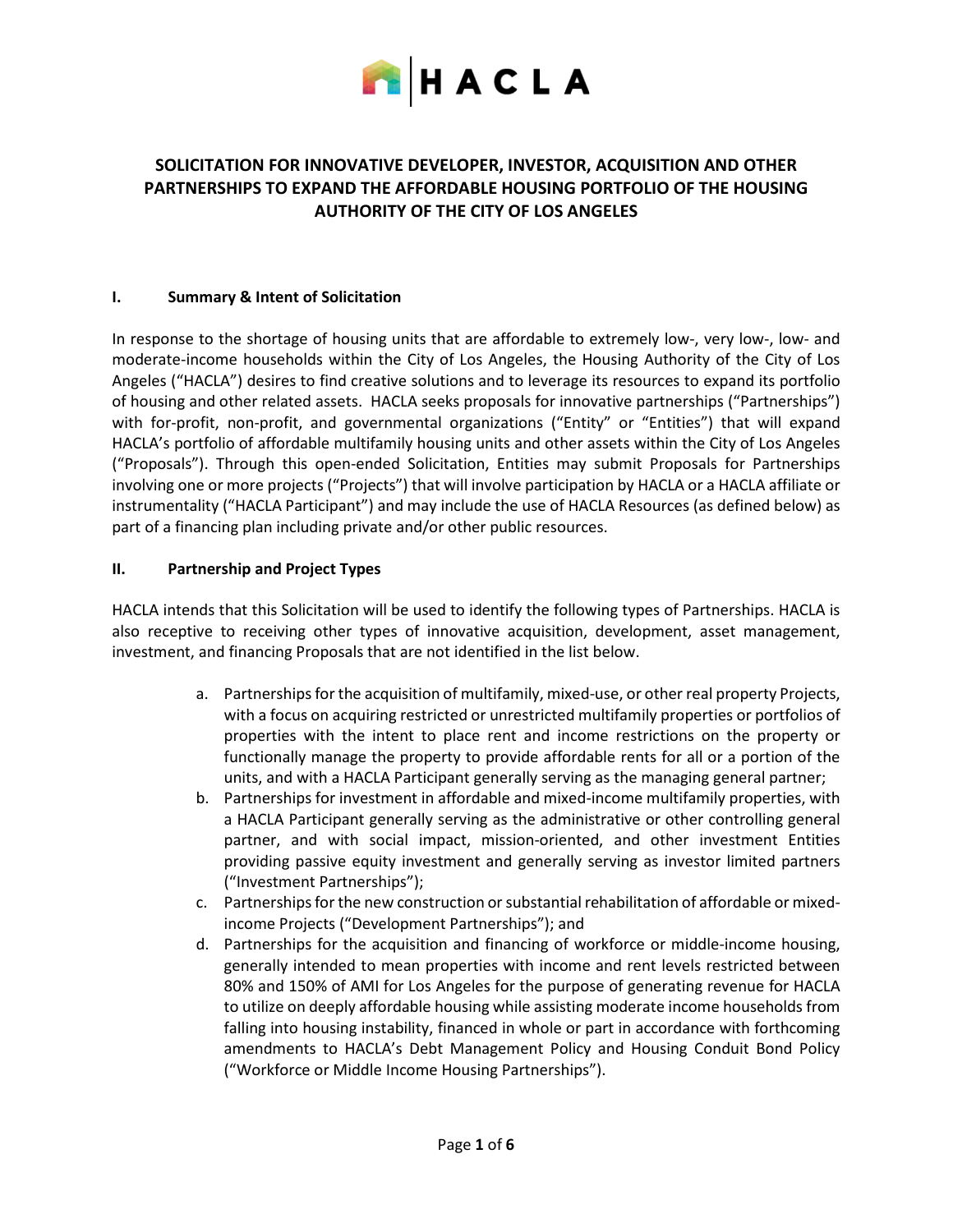# SOLICITATION FOR INNOVATIVE DEVELOPER, INVESTOR, ACQUISITION AND OTHER PARTNERSHIPS TO EXPAND THE AFFORDABLE HOUSING PORTFOLIO OF THE HOUSING AUTHORITY OF THE CITY OF LOS ANGELES

## I. Summary & Intent of Solicitation

In response to the shortage of housing units that are affordable to extremely low-, very low-, low- and moderate-income households within the City of Los Angeles, the Housing Authority of the City of Los Angeles ("HACLA") desires to find creative solutions and to leverage its resources to expand its portfolio of housing and other related assets. HACLA seeks proposals for innovative partnerships ("Partnerships") with for-profit, non-profit, and governmental organizations ("Entity" or "Entities") that will expand HACLA's portfolio of affordable multifamily housing units and other assets within the City of Los Angeles ("Proposals"). Through this open-ended Solicitation, Entities may submit Proposals for Partnerships involving one or more projects ("Projects") that will involve participation by HACLA or a HACLA affiliate or instrumentality ("HACLA Participant") and may include the use of HACLA Resources (as defined below) as part of a financing plan including private and/or other public resources.

## II. Partnership and Project Types

HACLA intends that this Solicitation will be used to identify the following types of Partnerships. HACLA is also receptive to receiving other types of innovative acquisition, development, asset management, investment, and financing Proposals that are not identified in the list below.

a. Partnerships for the acquisition of multifamily, mixed-use, or other real property Projects, with a focus on acquiring restricted or unrestricted multifamily properties or portfolios of properties with the intent to place rent and income restrictions on the property or functionally manage the property to provide affordable rents for all or a portion of the units, and with a HACLA Participant generally serving as the managing general partner;
b. Partnerships for investment in affordable and mixed-income multifamily properties, with a HACLA Participant generally serving as the administrative or other controlling general partner, and with social impact, mission-oriented, and other investment Entities providing passive equity investment and generally serving as investor limited partners ("Investment Partnerships");
c. Partnerships for the new construction or substantial rehabilitation of affordable or mixed-income Projects ("Development Partnerships"); and
d. Partnerships for the acquisition and financing of workforce or middle-income housing, generally intended to mean properties with income and rent levels restricted between 80% and 150% of AMI for Los Angeles for the purpose of generating revenue for HACLA to utilize on deeply affordable housing while assisting moderate income households from falling into housing instability, financed in whole or part in accordance with forthcoming amendments to HACLA's Debt Management Policy and Housing Conduit Bond Policy ("Workforce or Middle Income Housing Partnerships").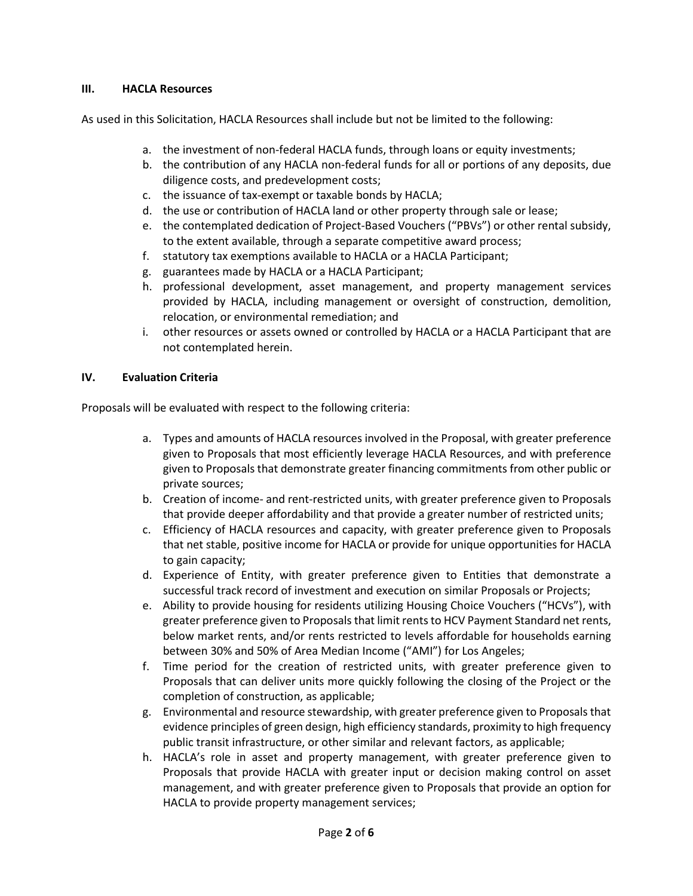## III. HACLA Resources

As used in this Solicitation, HACLA Resources shall include but not be limited to the following:

a. the investment of non-federal HACLA funds, through loans or equity investments;
b. the contribution of any HACLA non-federal funds for all or portions of any deposits, due diligence costs, and predevelopment costs;
c. the issuance of tax-exempt or taxable bonds by HACLA;
d. the use or contribution of HACLA land or other property through sale or lease;
e. the contemplated dedication of Project-Based Vouchers ("PBVs") or other rental subsidy, to the extent available, through a separate competitive award process;
f. statutory tax exemptions available to HACLA or a HACLA Participant;
g. guarantees made by HACLA or a HACLA Participant;
h. professional development, asset management, and property management services provided by HACLA, including management or oversight of construction, demolition, relocation, or environmental remediation; and
i. other resources or assets owned or controlled by HACLA or a HACLA Participant that are not contemplated herein.

## IV. Evaluation Criteria

Proposals will be evaluated with respect to the following criteria:

a. Types and amounts of HACLA resources involved in the Proposal, with greater preference given to Proposals that most efficiently leverage HACLA Resources, and with preference given to Proposals that demonstrate greater financing commitments from other public or private sources;
b. Creation of income- and rent-restricted units, with greater preference given to Proposals that provide deeper affordability and that provide a greater number of restricted units;
c. Efficiency of HACLA resources and capacity, with greater preference given to Proposals that net stable, positive income for HACLA or provide for unique opportunities for HACLA to gain capacity;
d. Experience of Entity, with greater preference given to Entities that demonstrate a successful track record of investment and execution on similar Proposals or Projects;
e. Ability to provide housing for residents utilizing Housing Choice Vouchers ("HCVs"), with greater preference given to Proposals that limit rents to HCV Payment Standard net rents, below market rents, and/or rents restricted to levels affordable for households earning between 30% and 50% of Area Median Income ("AMI") for Los Angeles;
f. Time period for the creation of restricted units, with greater preference given to Proposals that can deliver units more quickly following the closing of the Project or the completion of construction, as applicable;
g. Environmental and resource stewardship, with greater preference given to Proposals that evidence principles of green design, high efficiency standards, proximity to high frequency public transit infrastructure, or other similar and relevant factors, as applicable;
h. HACLA's role in asset and property management, with greater preference given to Proposals that provide HACLA with greater input or decision making control on asset management, and with greater preference given to Proposals that provide an option for HACLA to provide property management services;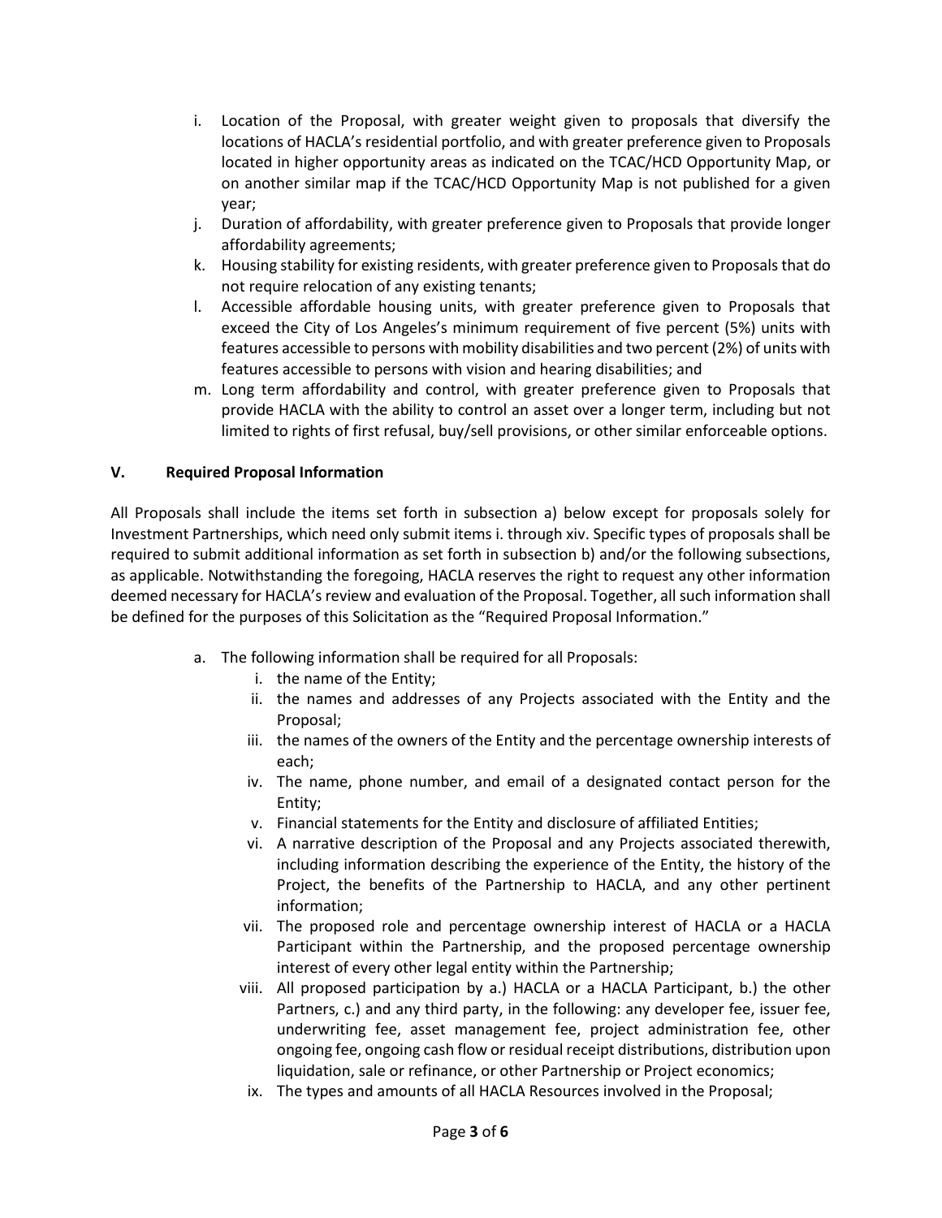i. Location of the Proposal, with greater weight given to proposals that diversify the locations of HACLA's residential portfolio, and with greater preference given to Proposals located in higher opportunity areas as indicated on the TCAC/HCD Opportunity Map, or on another similar map if the TCAC/HCD Opportunity Map is not published for a given year;

j. Duration of affordability, with greater preference given to Proposals that provide longer affordability agreements;

k. Housing stability for existing residents, with greater preference given to Proposals that do not require relocation of any existing tenants;

l. Accessible affordable housing units, with greater preference given to Proposals that exceed the City of Los Angeles's minimum requirement of five percent (5%) units with features accessible to persons with mobility disabilities and two percent (2%) of units with features accessible to persons with vision and hearing disabilities; and

m. Long term affordability and control, with greater preference given to Proposals that provide HACLA with the ability to control an asset over a longer term, including but not limited to rights of first refusal, buy/sell provisions, or other similar enforceable options.

## V. Required Proposal Information

All Proposals shall include the items set forth in subsection a) below except for proposals solely for Investment Partnerships, which need only submit items i. through xiv. Specific types of proposals shall be required to submit additional information as set forth in subsection b) and/or the following subsections, as applicable. Notwithstanding the foregoing, HACLA reserves the right to request any other information deemed necessary for HACLA's review and evaluation of the Proposal. Together, all such information shall be defined for the purposes of this Solicitation as the "Required Proposal Information."

a. The following information shall be required for all Proposals:

   i. the name of the Entity;
   
   ii. the names and addresses of any Projects associated with the Entity and the Proposal;
   
   iii. the names of the owners of the Entity and the percentage ownership interests of each;
   
   iv. The name, phone number, and email of a designated contact person for the Entity;
   
   v. Financial statements for the Entity and disclosure of affiliated Entities;
   
   vi. A narrative description of the Proposal and any Projects associated therewith, including information describing the experience of the Entity, the history of the Project, the benefits of the Partnership to HACLA, and any other pertinent information;
   
   vii. The proposed role and percentage ownership interest of HACLA or a HACLA Participant within the Partnership, and the proposed percentage ownership interest of every other legal entity within the Partnership;
   
   viii. All proposed participation by a.) HACLA or a HACLA Participant, b.) the other Partners, c.) and any third party, in the following: any developer fee, issuer fee, underwriting fee, asset management fee, project administration fee, other ongoing fee, ongoing cash flow or residual receipt distributions, distribution upon liquidation, sale or refinance, or other Partnership or Project economics;
   
   ix. The types and amounts of all HACLA Resources involved in the Proposal;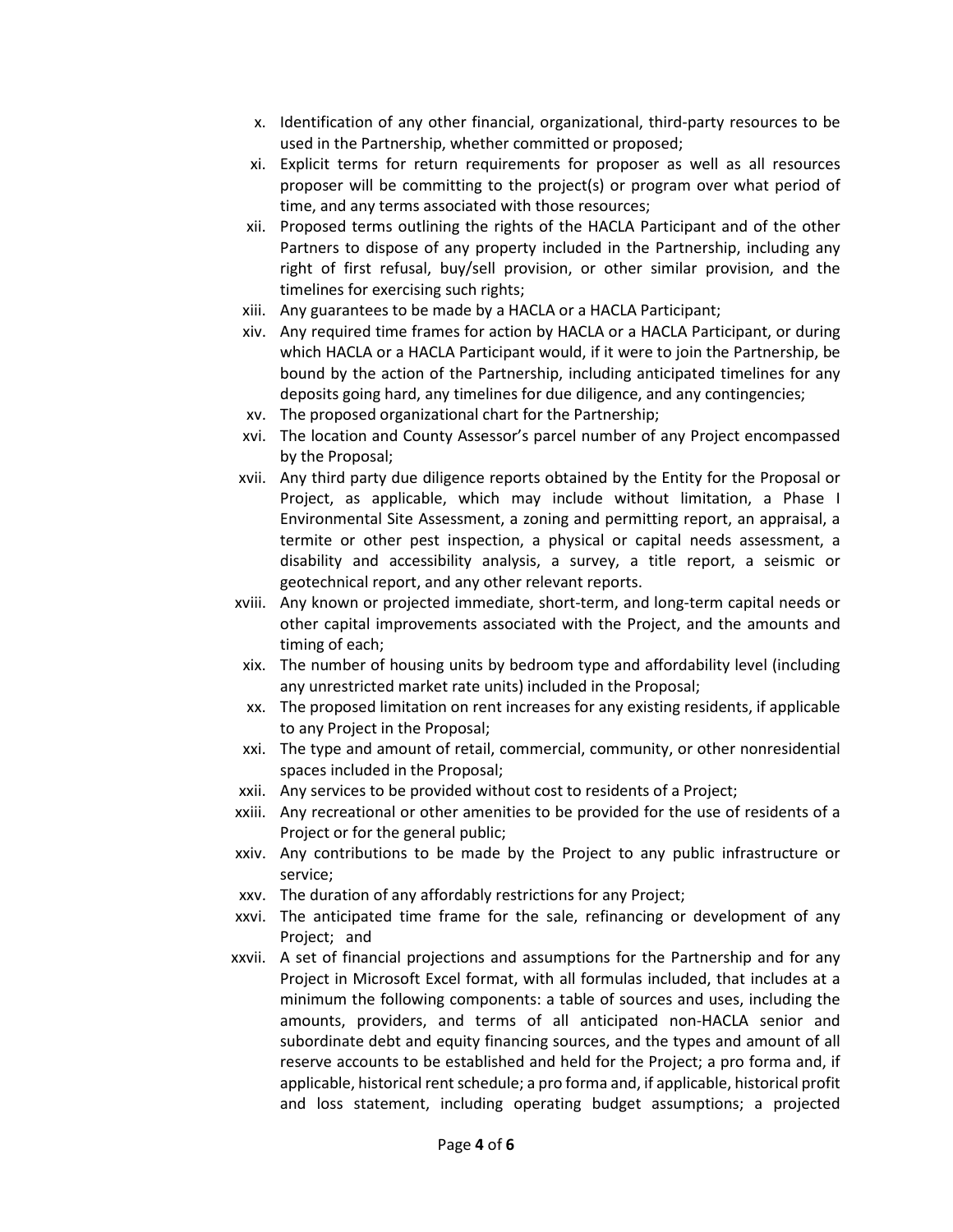x. Identification of any other financial, organizational, third-party resources to be used in the Partnership, whether committed or proposed;

xi. Explicit terms for return requirements for proposer as well as all resources proposer will be committing to the project(s) or program over what period of time, and any terms associated with those resources;

xii. Proposed terms outlining the rights of the HACLA Participant and of the other Partners to dispose of any property included in the Partnership, including any right of first refusal, buy/sell provision, or other similar provision, and the timelines for exercising such rights;

xiii. Any guarantees to be made by a HACLA or a HACLA Participant;

xiv. Any required time frames for action by HACLA or a HACLA Participant, or during which HACLA or a HACLA Participant would, if it were to join the Partnership, be bound by the action of the Partnership, including anticipated timelines for any deposits going hard, any timelines for due diligence, and any contingencies;

xv. The proposed organizational chart for the Partnership;

xvi. The location and County Assessor's parcel number of any Project encompassed by the Proposal;

xvii. Any third party due diligence reports obtained by the Entity for the Proposal or Project, as applicable, which may include without limitation, a Phase I Environmental Site Assessment, a zoning and permitting report, an appraisal, a termite or other pest inspection, a physical or capital needs assessment, a disability and accessibility analysis, a survey, a title report, a seismic or geotechnical report, and any other relevant reports.

xviii. Any known or projected immediate, short-term, and long-term capital needs or other capital improvements associated with the Project, and the amounts and timing of each;

xix. The number of housing units by bedroom type and affordability level (including any unrestricted market rate units) included in the Proposal;

xx. The proposed limitation on rent increases for any existing residents, if applicable to any Project in the Proposal;

xxi. The type and amount of retail, commercial, community, or other nonresidential spaces included in the Proposal;

xxii. Any services to be provided without cost to residents of a Project;

xxiii. Any recreational or other amenities to be provided for the use of residents of a Project or for the general public;

xxiv. Any contributions to be made by the Project to any public infrastructure or service;

xxv. The duration of any affordably restrictions for any Project;

xxvi. The anticipated time frame for the sale, refinancing or development of any Project; and

xxvii. A set of financial projections and assumptions for the Partnership and for any Project in Microsoft Excel format, with all formulas included, that includes at a minimum the following components: a table of sources and uses, including the amounts, providers, and terms of all anticipated non-HACLA senior and subordinate debt and equity financing sources, and the types and amount of all reserve accounts to be established and held for the Project; a pro forma and, if applicable, historical rent schedule; a pro forma and, if applicable, historical profit and loss statement, including operating budget assumptions; a projected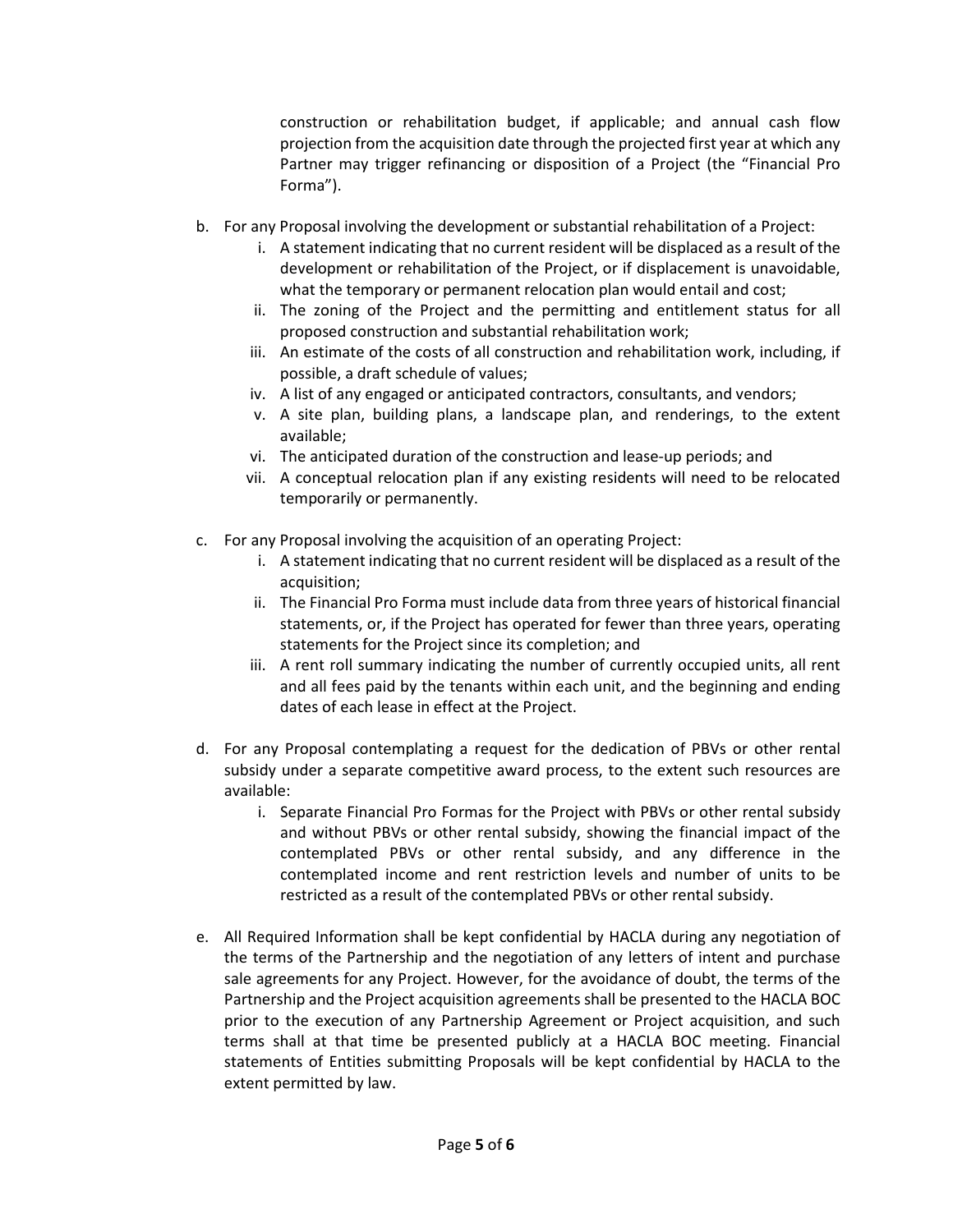construction or rehabilitation budget, if applicable; and annual cash flow projection from the acquisition date through the projected first year at which any Partner may trigger refinancing or disposition of a Project (the "Financial Pro Forma").

b. For any Proposal involving the development or substantial rehabilitation of a Project:
   i. A statement indicating that no current resident will be displaced as a result of the development or rehabilitation of the Project, or if displacement is unavoidable, what the temporary or permanent relocation plan would entail and cost;
   ii. The zoning of the Project and the permitting and entitlement status for all proposed construction and substantial rehabilitation work;
   iii. An estimate of the costs of all construction and rehabilitation work, including, if possible, a draft schedule of values;
   iv. A list of any engaged or anticipated contractors, consultants, and vendors;
   v. A site plan, building plans, a landscape plan, and renderings, to the extent available;
   vi. The anticipated duration of the construction and lease-up periods; and
   vii. A conceptual relocation plan if any existing residents will need to be relocated temporarily or permanently.

c. For any Proposal involving the acquisition of an operating Project:
   i. A statement indicating that no current resident will be displaced as a result of the acquisition;
   ii. The Financial Pro Forma must include data from three years of historical financial statements, or, if the Project has operated for fewer than three years, operating statements for the Project since its completion; and
   iii. A rent roll summary indicating the number of currently occupied units, all rent and all fees paid by the tenants within each unit, and the beginning and ending dates of each lease in effect at the Project.

d. For any Proposal contemplating a request for the dedication of PBVs or other rental subsidy under a separate competitive award process, to the extent such resources are available:
   i. Separate Financial Pro Formas for the Project with PBVs or other rental subsidy and without PBVs or other rental subsidy, showing the financial impact of the contemplated PBVs or other rental subsidy, and any difference in the contemplated income and rent restriction levels and number of units to be restricted as a result of the contemplated PBVs or other rental subsidy.

e. All Required Information shall be kept confidential by HACLA during any negotiation of the terms of the Partnership and the negotiation of any letters of intent and purchase sale agreements for any Project. However, for the avoidance of doubt, the terms of the Partnership and the Project acquisition agreements shall be presented to the HACLA BOC prior to the execution of any Partnership Agreement or Project acquisition, and such terms shall at that time be presented publicly at a HACLA BOC meeting. Financial statements of Entities submitting Proposals will be kept confidential by HACLA to the extent permitted by law.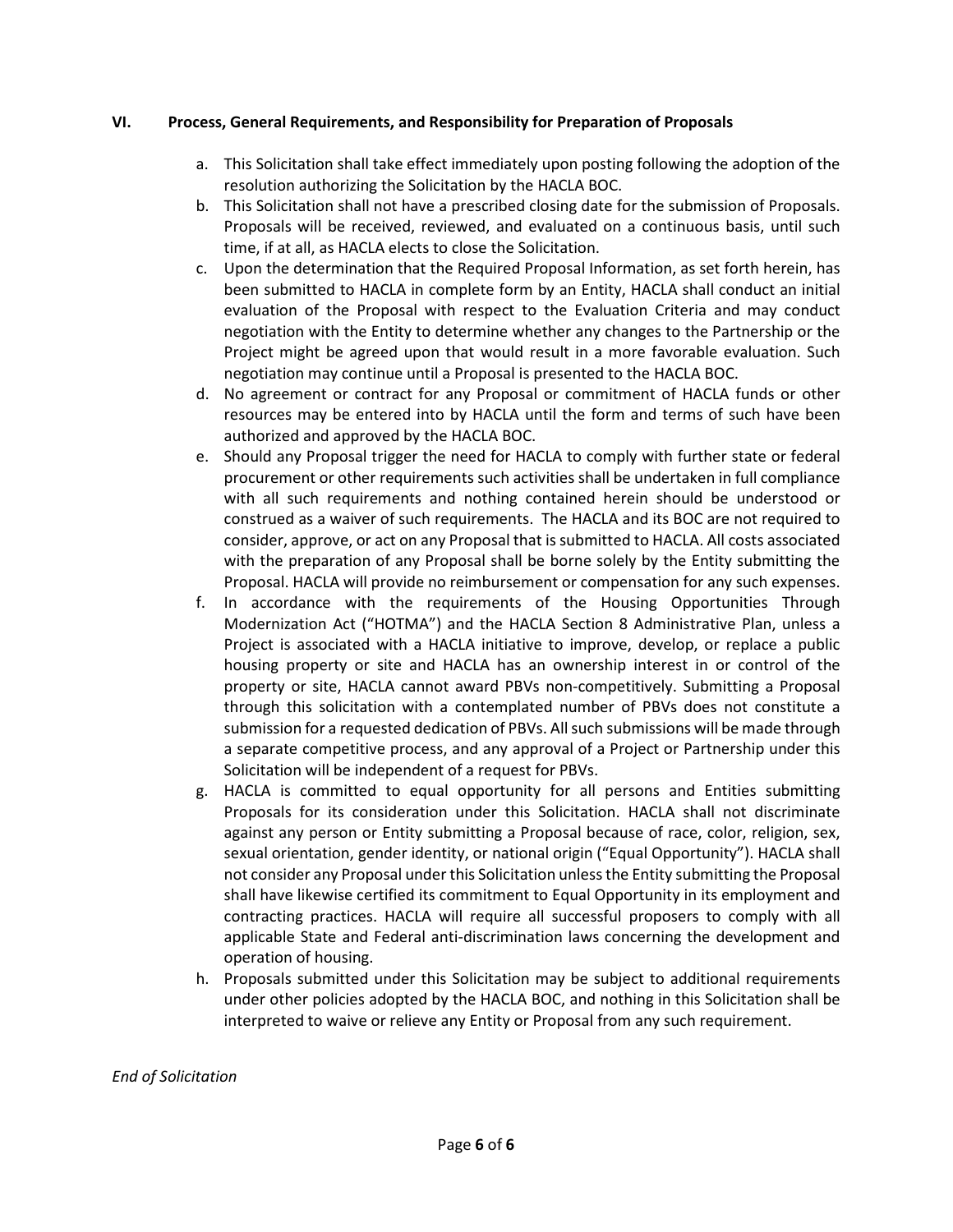## VI. Process, General Requirements, and Responsibility for Preparation of Proposals

a. This Solicitation shall take effect immediately upon posting following the adoption of the resolution authorizing the Solicitation by the HACLA BOC.

b. This Solicitation shall not have a prescribed closing date for the submission of Proposals. Proposals will be received, reviewed, and evaluated on a continuous basis, until such time, if at all, as HACLA elects to close the Solicitation.

c. Upon the determination that the Required Proposal Information, as set forth herein, has been submitted to HACLA in complete form by an Entity, HACLA shall conduct an initial evaluation of the Proposal with respect to the Evaluation Criteria and may conduct negotiation with the Entity to determine whether any changes to the Partnership or the Project might be agreed upon that would result in a more favorable evaluation. Such negotiation may continue until a Proposal is presented to the HACLA BOC.

d. No agreement or contract for any Proposal or commitment of HACLA funds or other resources may be entered into by HACLA until the form and terms of such have been authorized and approved by the HACLA BOC.

e. Should any Proposal trigger the need for HACLA to comply with further state or federal procurement or other requirements such activities shall be undertaken in full compliance with all such requirements and nothing contained herein should be understood or construed as a waiver of such requirements. The HACLA and its BOC are not required to consider, approve, or act on any Proposal that is submitted to HACLA. All costs associated with the preparation of any Proposal shall be borne solely by the Entity submitting the Proposal. HACLA will provide no reimbursement or compensation for any such expenses.

f. In accordance with the requirements of the Housing Opportunities Through Modernization Act ("HOTMA") and the HACLA Section 8 Administrative Plan, unless a Project is associated with a HACLA initiative to improve, develop, or replace a public housing property or site and HACLA has an ownership interest in or control of the property or site, HACLA cannot award PBVs non-competitively. Submitting a Proposal through this solicitation with a contemplated number of PBVs does not constitute a submission for a requested dedication of PBVs. All such submissions will be made through a separate competitive process, and any approval of a Project or Partnership under this Solicitation will be independent of a request for PBVs.

g. HACLA is committed to equal opportunity for all persons and Entities submitting Proposals for its consideration under this Solicitation. HACLA shall not discriminate against any person or Entity submitting a Proposal because of race, color, religion, sex, sexual orientation, gender identity, or national origin ("Equal Opportunity"). HACLA shall not consider any Proposal under this Solicitation unless the Entity submitting the Proposal shall have likewise certified its commitment to Equal Opportunity in its employment and contracting practices. HACLA will require all successful proposers to comply with all applicable State and Federal anti-discrimination laws concerning the development and operation of housing.

h. Proposals submitted under this Solicitation may be subject to additional requirements under other policies adopted by the HACLA BOC, and nothing in this Solicitation shall be interpreted to waive or relieve any Entity or Proposal from any such requirement.

*End of Solicitation*